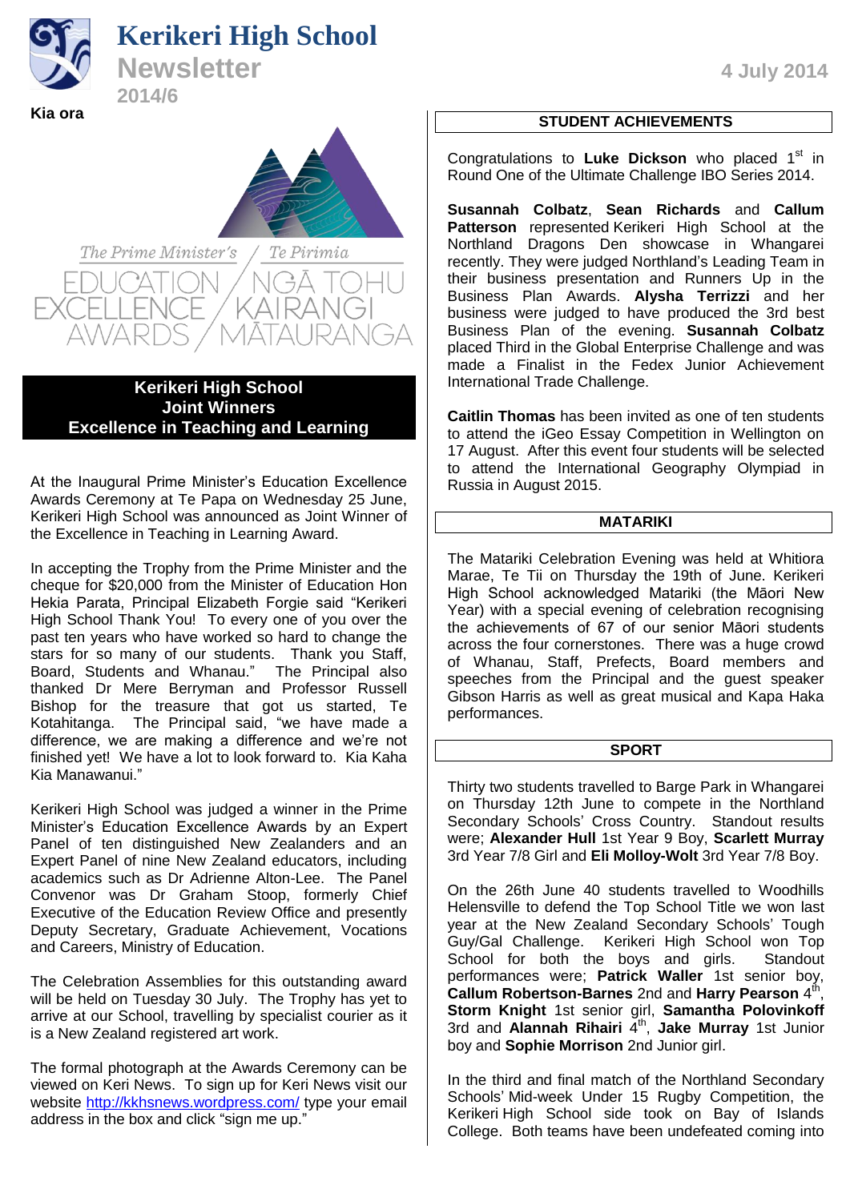# Kerikeri High School

## Newsletter

**2014/6**

4 July 2014

**Kia ora**

The Prime Minister's / Te Pirimia
EDUCATION EXCELLENCE AWARDS / NGĀ TOHU KAIRANGI MĀTAURANGA

## Kerikeri High School Joint Winners Excellence in Teaching and Learning

At the Inaugural Prime Minister's Education Excellence Awards Ceremony at Te Papa on Wednesday 25 June, Kerikeri High School was announced as Joint Winner of the Excellence in Teaching in Learning Award.

In accepting the Trophy from the Prime Minister and the cheque for $20,000 from the Minister of Education Hon Hekia Parata, Principal Elizabeth Forgie said "Kerikeri High School Thank You! To every one of you over the past ten years who have worked so hard to change the stars for so many of our students. Thank you Staff, Board, Students and Whanau." The Principal also thanked Dr Mere Berryman and Professor Russell Bishop for the treasure that got us started, Te Kotahitanga. The Principal said, "we have made a difference, we are making a difference and we're not finished yet! We have a lot to look forward to. Kia Kaha Kia Manawanui."

Kerikeri High School was judged a winner in the Prime Minister's Education Excellence Awards by an Expert Panel of ten distinguished New Zealanders and an Expert Panel of nine New Zealand educators, including academics such as Dr Adrienne Alton-Lee. The Panel Convenor was Dr Graham Stoop, formerly Chief Executive of the Education Review Office and presently Deputy Secretary, Graduate Achievement, Vocations and Careers, Ministry of Education.

The Celebration Assemblies for this outstanding award will be held on Tuesday 30 July. The Trophy has yet to arrive at our School, travelling by specialist courier as it is a New Zealand registered art work.

The formal photograph at the Awards Ceremony can be viewed on Keri News. To sign up for Keri News visit our website http://kkhsnews.wordpress.com/ type your email address in the box and click "sign me up."

## STUDENT ACHIEVEMENTS

Congratulations to **Luke Dickson** who placed 1st in Round One of the Ultimate Challenge IBO Series 2014.

**Susannah Colbatz**, **Sean Richards** and **Callum Patterson** represented Kerikeri High School at the Northland Dragons Den showcase in Whangarei recently. They were judged Northland's Leading Team in their business presentation and Runners Up in the Business Plan Awards. **Alysha Terrizzi** and her business were judged to have produced the 3rd best Business Plan of the evening. **Susannah Colbatz** placed Third in the Global Enterprise Challenge and was made a Finalist in the Fedex Junior Achievement International Trade Challenge.

**Caitlin Thomas** has been invited as one of ten students to attend the iGeo Essay Competition in Wellington on 17 August. After this event four students will be selected to attend the International Geography Olympiad in Russia in August 2015.

## MATARIKI

The Matariki Celebration Evening was held at Whitiora Marae, Te Tii on Thursday the 19th of June. Kerikeri High School acknowledged Matariki (the Māori New Year) with a special evening of celebration recognising the achievements of 67 of our senior Māori students across the four cornerstones. There was a huge crowd of Whanau, Staff, Prefects, Board members and speeches from the Principal and the guest speaker Gibson Harris as well as great musical and Kapa Haka performances.

## SPORT

Thirty two students travelled to Barge Park in Whangarei on Thursday 12th June to compete in the Northland Secondary Schools' Cross Country. Standout results were; **Alexander Hull** 1st Year 9 Boy, **Scarlett Murray** 3rd Year 7/8 Girl and **Eli Molloy-Wolt** 3rd Year 7/8 Boy.

On the 26th June 40 students travelled to Woodhills Helensville to defend the Top School Title we won last year at the New Zealand Secondary Schools' Tough Guy/Gal Challenge. Kerikeri High School won Top School for both the boys and girls. Standout performances were; **Patrick Waller** 1st senior boy, **Callum Robertson-Barnes** 2nd and **Harry Pearson** 4th, **Storm Knight** 1st senior girl, **Samantha Polovinkoff** 3rd and **Alannah Rihairi** 4th, **Jake Murray** 1st Junior boy and **Sophie Morrison** 2nd Junior girl.

In the third and final match of the Northland Secondary Schools' Mid-week Under 15 Rugby Competition, the Kerikeri High School side took on Bay of Islands College. Both teams have been undefeated coming into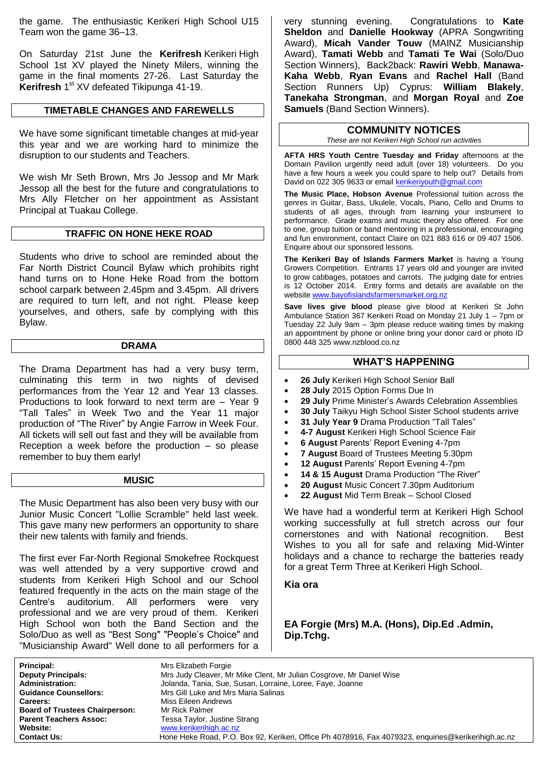the game. The enthusiastic Kerikeri High School U15 Team won the game 36–13.

On Saturday 21st June the **Kerifresh** Kerikeri High School 1st XV played the Ninety Milers, winning the game in the final moments 27-26. Last Saturday the **Kerifresh** 1st XV defeated Tikipunga 41-19.

## TIMETABLE CHANGES AND FAREWELLS

We have some significant timetable changes at mid-year this year and we are working hard to minimize the disruption to our students and Teachers.

We wish Mr Seth Brown, Mrs Jo Jessop and Mr Mark Jessop all the best for the future and congratulations to Mrs Ally Fletcher on her appointment as Assistant Principal at Tuakau College.

## TRAFFIC ON HONE HEKE ROAD

Students who drive to school are reminded about the Far North District Council Bylaw which prohibits right hand turns on to Hone Heke Road from the bottom school carpark between 2.45pm and 3.45pm. All drivers are required to turn left, and not right. Please keep yourselves, and others, safe by complying with this Bylaw.

## DRAMA

The Drama Department has had a very busy term, culminating this term in two nights of devised performances from the Year 12 and Year 13 classes. Productions to look forward to next term are – Year 9 "Tall Tales" in Week Two and the Year 11 major production of "The River" by Angie Farrow in Week Four. All tickets will sell out fast and they will be available from Reception a week before the production – so please remember to buy them early!

## MUSIC

The Music Department has also been very busy with our Junior Music Concert "Lollie Scramble" held last week. This gave many new performers an opportunity to share their new talents with family and friends.

The first ever Far-North Regional Smokefree Rockquest was well attended by a very supportive crowd and students from Kerikeri High School and our School featured frequently in the acts on the main stage of the Centre's auditorium. All performers were very professional and we are very proud of them. Kerikeri High School won both the Band Section and the Solo/Duo as well as "Best Song" "People's Choice" and "Musicianship Award" Well done to all performers for a very stunning evening. Congratulations to **Kate Sheldon** and **Danielle Hookway** (APRA Songwriting Award), **Micah Vander Touw** (MAINZ Musicianship Award), **Tamati Webb** and **Tamati Te Wai** (Solo/Duo Section Winners), Back2back: **Rawiri Webb**, **Manawa-Kaha Webb**, **Ryan Evans** and **Rachel Hall** (Band Section Runners Up) Cyprus: **William Blakely**, **Tanekaha Strongman**, and **Morgan Royal** and **Zoe Samuels** (Band Section Winners).

## COMMUNITY NOTICES

*These are not Kerikeri High School run activities*

**AFTA HRS Youth Centre Tuesday and Friday** afternoons at the Domain Pavilion urgently need adult (over 18) volunteers. Do you have a few hours a week you could spare to help out? Details from David on 022 305 9633 or email kerikeriyouth@gmail.com

**The Music Place, Hobson Avenue** Professional tuition across the genres in Guitar, Bass, Ukulele, Vocals, Piano, Cello and Drums to students of all ages, through from learning your instrument to performance. Grade exams and music theory also offered. For one to one, group tuition or band mentoring in a professional, encouraging and fun environment, contact Claire on 021 883 616 or 09 407 1506. Enquire about our sponsored lessons.

**The Kerikeri Bay of Islands Farmers Market** is having a Young Growers Competition. Entrants 17 years old and younger are invited to grow cabbages, potatoes and carrots. The judging date for entries is 12 October 2014. Entry forms and details are available on the website www.bayofislandsfarmersmarket.org.nz

**Save lives give blood** please give blood at Kerikeri St John Ambulance Station 367 Kerikeri Road on Monday 21 July 1 – 7pm or Tuesday 22 July 9am – 3pm please reduce waiting times by making an appointment by phone or online bring your donor card or photo ID 0800 448 325 www.nzblood.co.nz

## WHAT'S HAPPENING

- **26 July** Kerikeri High School Senior Ball
- **28 July** 2015 Option Forms Due In
- **29 July** Prime Minister's Awards Celebration Assemblies
- **30 July** Taikyu High School Sister School students arrive
- **31 July Year 9** Drama Production "Tall Tales"
- **4-7 August** Kerikeri High School Science Fair
- **6 August** Parents' Report Evening 4-7pm
- **7 August** Board of Trustees Meeting 5.30pm
- **12 August** Parents' Report Evening 4-7pm
- **14 & 15 August** Drama Production "The River"
- **20 August** Music Concert 7.30pm Auditorium
- **22 August** Mid Term Break – School Closed

We have had a wonderful term at Kerikeri High School working successfully at full stretch across our four cornerstones and with National recognition. Best Wishes to you all for safe and relaxing Mid-Winter holidays and a chance to recharge the batteries ready for a great Term Three at Kerikeri High School.

**Kia ora**

**EA Forgie (Mrs) M.A. (Hons), Dip.Ed .Admin, Dip.Tchg.**

| | |
|---|---|
| **Principal:** | Mrs Elizabeth Forgie |
| **Deputy Principals:** | Mrs Judy Cleaver, Mr Mike Clent, Mr Julian Cosgrove, Mr Daniel Wise |
| **Administration:** | Jolanda, Tania, Sue, Susan, Lorraine, Loree, Faye, Joanne |
| **Guidance Counsellors:** | Mrs Gill Luke and Mrs Maria Salinas |
| **Careers:** | Miss Eileen Andrews |
| **Board of Trustees Chairperson:** | Mr Rick Palmer |
| **Parent Teachers Assoc:** | Tessa Taylor, Justine Strang |
| **Website:** | www.kerikerihigh.ac.nz |
| **Contact Us:** | Hone Heke Road, P.O. Box 92, Kerikeri, Office Ph 4078916, Fax 4079323, enquiries@kerikerihigh.ac.nz |